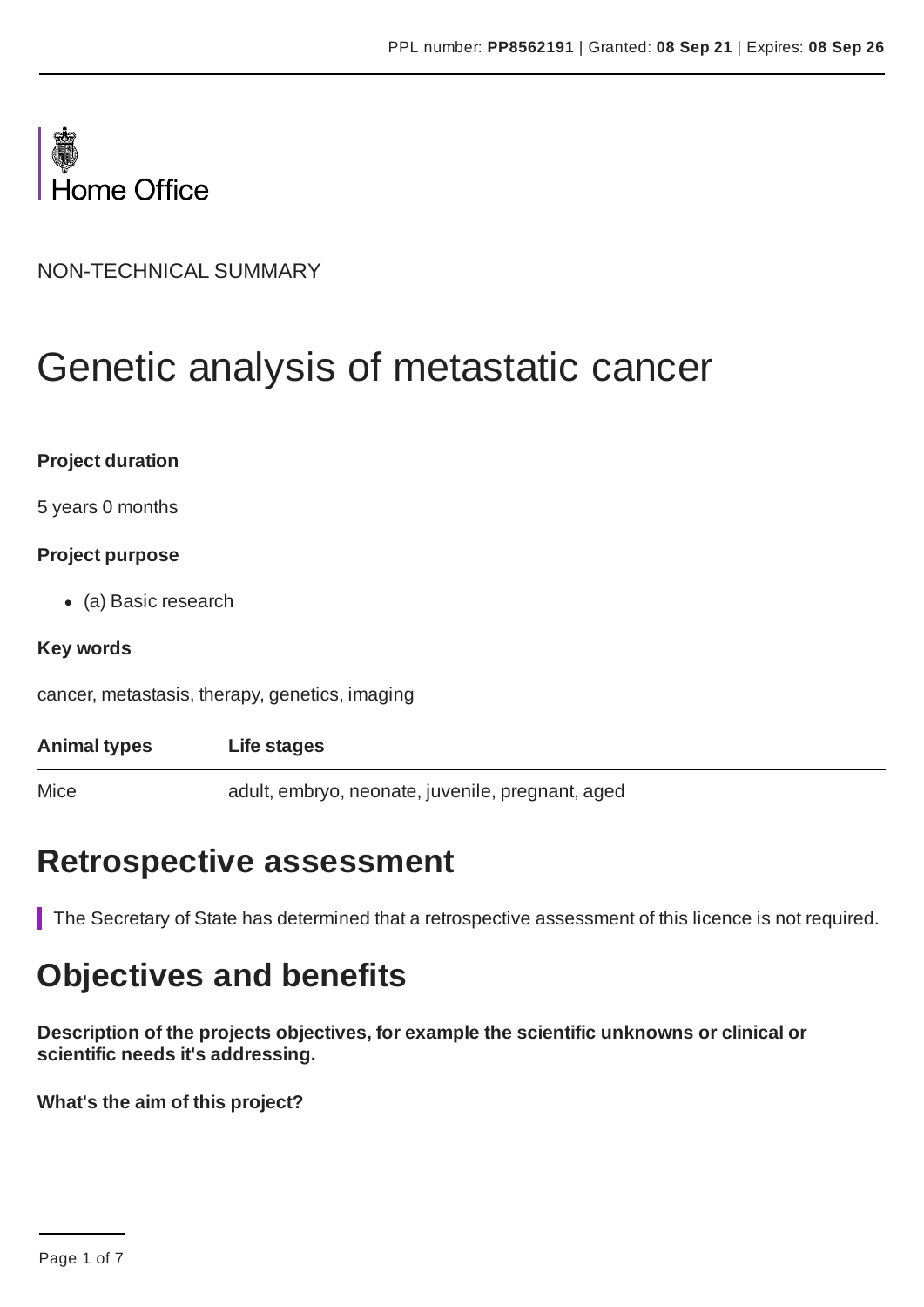Home Office

NON-TECHNICAL SUMMARY

# Genetic analysis of metastatic cancer

**Project duration**

5 years 0 months

**Project purpose**

- (a) Basic research

**Key words**

cancer, metastasis, therapy, genetics, imaging

| Animal types | Life stages |
| --- | --- |
| Mice | adult, embryo, neonate, juvenile, pregnant, aged |

## Retrospective assessment

The Secretary of State has determined that a retrospective assessment of this licence is not required.

## Objectives and benefits

**Description of the projects objectives, for example the scientific unknowns or clinical or scientific needs it's addressing.**

**What's the aim of this project?**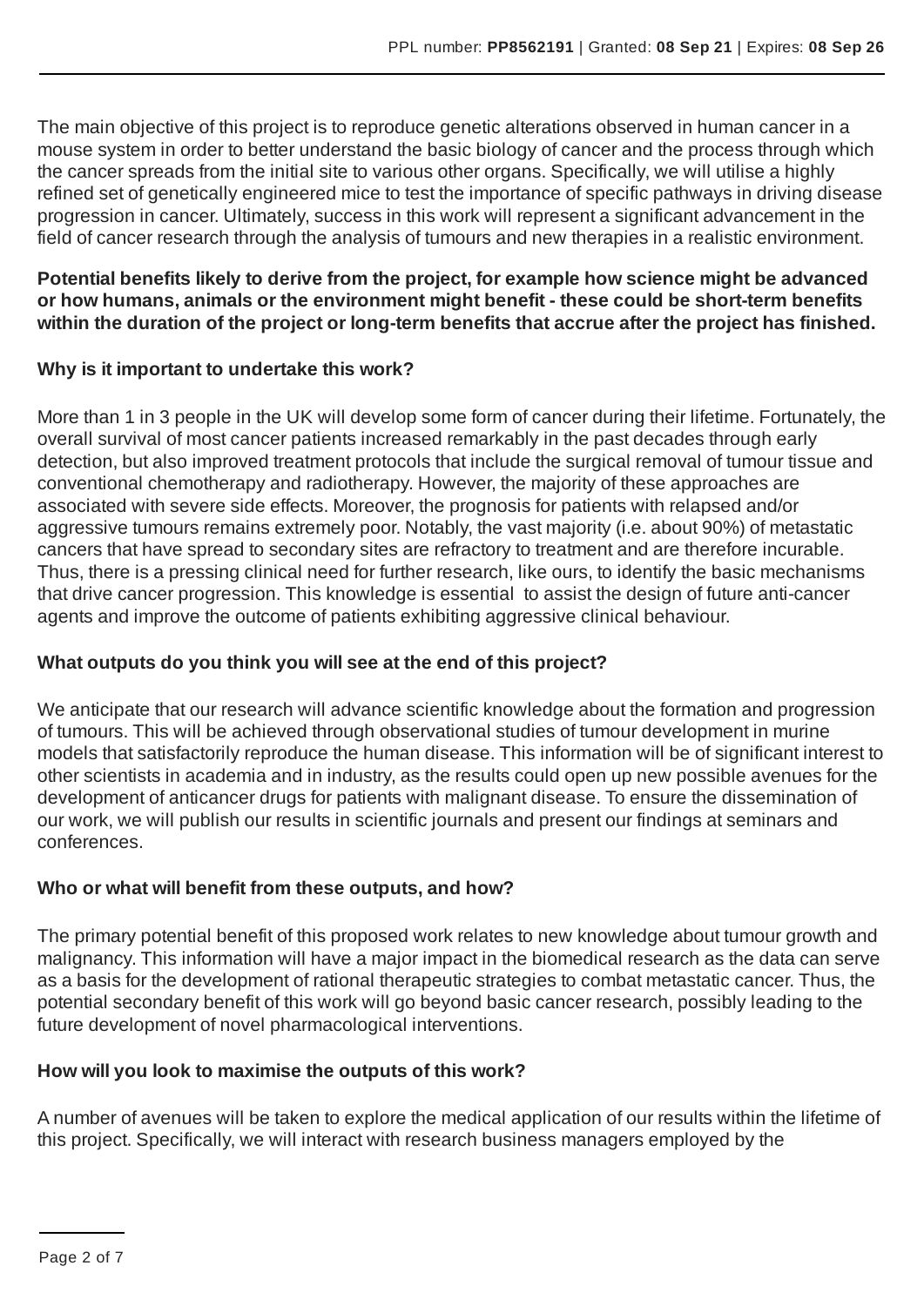The main objective of this project is to reproduce genetic alterations observed in human cancer in a mouse system in order to better understand the basic biology of cancer and the process through which the cancer spreads from the initial site to various other organs. Specifically, we will utilise a highly refined set of genetically engineered mice to test the importance of specific pathways in driving disease progression in cancer. Ultimately, success in this work will represent a significant advancement in the field of cancer research through the analysis of tumours and new therapies in a realistic environment.

**Potential benefits likely to derive from the project, for example how science might be advanced or how humans, animals or the environment might benefit - these could be short-term benefits within the duration of the project or long-term benefits that accrue after the project has finished.**

**Why is it important to undertake this work?**

More than 1 in 3 people in the UK will develop some form of cancer during their lifetime. Fortunately, the overall survival of most cancer patients increased remarkably in the past decades through early detection, but also improved treatment protocols that include the surgical removal of tumour tissue and conventional chemotherapy and radiotherapy. However, the majority of these approaches are associated with severe side effects. Moreover, the prognosis for patients with relapsed and/or aggressive tumours remains extremely poor. Notably, the vast majority (i.e. about 90%) of metastatic cancers that have spread to secondary sites are refractory to treatment and are therefore incurable. Thus, there is a pressing clinical need for further research, like ours, to identify the basic mechanisms that drive cancer progression. This knowledge is essential to assist the design of future anti-cancer agents and improve the outcome of patients exhibiting aggressive clinical behaviour.

**What outputs do you think you will see at the end of this project?**

We anticipate that our research will advance scientific knowledge about the formation and progression of tumours. This will be achieved through observational studies of tumour development in murine models that satisfactorily reproduce the human disease. This information will be of significant interest to other scientists in academia and in industry, as the results could open up new possible avenues for the development of anticancer drugs for patients with malignant disease. To ensure the dissemination of our work, we will publish our results in scientific journals and present our findings at seminars and conferences.

**Who or what will benefit from these outputs, and how?**

The primary potential benefit of this proposed work relates to new knowledge about tumour growth and malignancy. This information will have a major impact in the biomedical research as the data can serve as a basis for the development of rational therapeutic strategies to combat metastatic cancer. Thus, the potential secondary benefit of this work will go beyond basic cancer research, possibly leading to the future development of novel pharmacological interventions.

**How will you look to maximise the outputs of this work?**

A number of avenues will be taken to explore the medical application of our results within the lifetime of this project. Specifically, we will interact with research business managers employed by the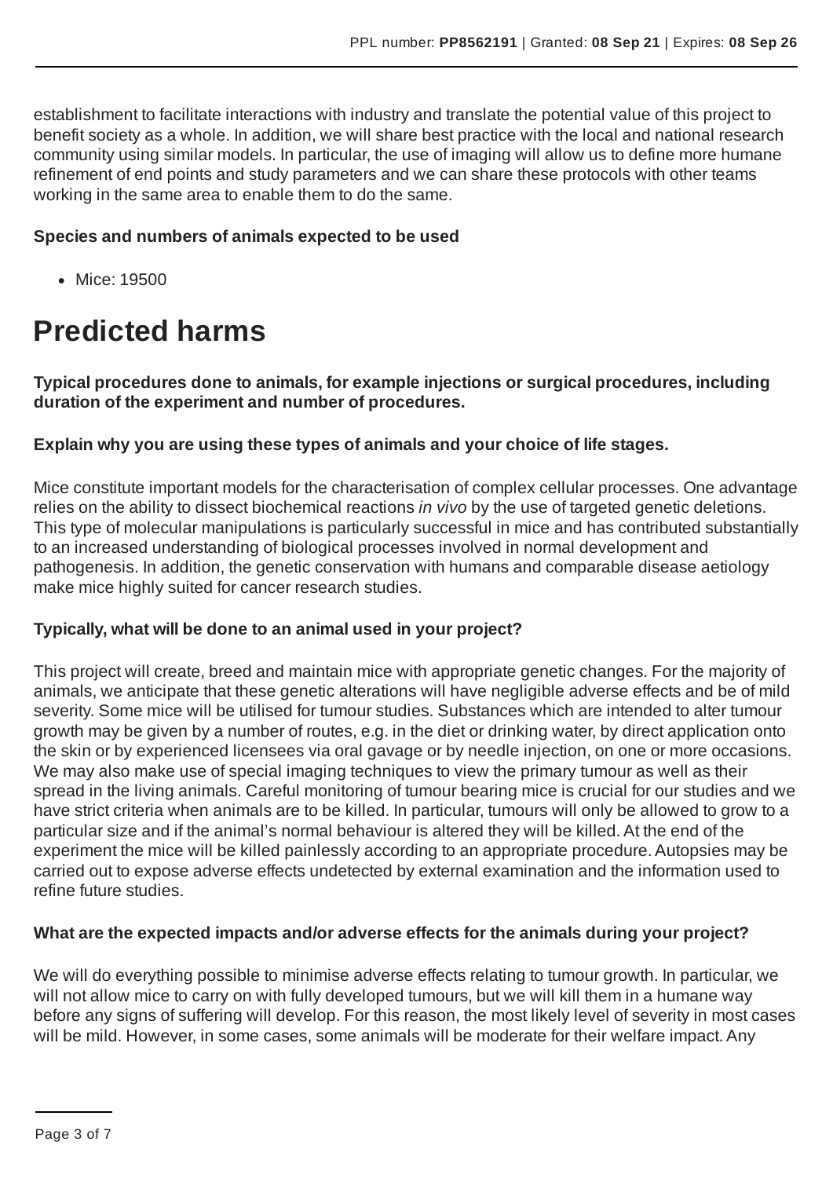establishment to facilitate interactions with industry and translate the potential value of this project to benefit society as a whole. In addition, we will share best practice with the local and national research community using similar models. In particular, the use of imaging will allow us to define more humane refinement of end points and study parameters and we can share these protocols with other teams working in the same area to enable them to do the same.

**Species and numbers of animals expected to be used**

- Mice: 19500

# Predicted harms

**Typical procedures done to animals, for example injections or surgical procedures, including duration of the experiment and number of procedures.**

**Explain why you are using these types of animals and your choice of life stages.**

Mice constitute important models for the characterisation of complex cellular processes. One advantage relies on the ability to dissect biochemical reactions *in vivo* by the use of targeted genetic deletions. This type of molecular manipulations is particularly successful in mice and has contributed substantially to an increased understanding of biological processes involved in normal development and pathogenesis. In addition, the genetic conservation with humans and comparable disease aetiology make mice highly suited for cancer research studies.

**Typically, what will be done to an animal used in your project?**

This project will create, breed and maintain mice with appropriate genetic changes. For the majority of animals, we anticipate that these genetic alterations will have negligible adverse effects and be of mild severity. Some mice will be utilised for tumour studies. Substances which are intended to alter tumour growth may be given by a number of routes, e.g. in the diet or drinking water, by direct application onto the skin or by experienced licensees via oral gavage or by needle injection, on one or more occasions. We may also make use of special imaging techniques to view the primary tumour as well as their spread in the living animals. Careful monitoring of tumour bearing mice is crucial for our studies and we have strict criteria when animals are to be killed. In particular, tumours will only be allowed to grow to a particular size and if the animal's normal behaviour is altered they will be killed. At the end of the experiment the mice will be killed painlessly according to an appropriate procedure. Autopsies may be carried out to expose adverse effects undetected by external examination and the information used to refine future studies.

**What are the expected impacts and/or adverse effects for the animals during your project?**

We will do everything possible to minimise adverse effects relating to tumour growth. In particular, we will not allow mice to carry on with fully developed tumours, but we will kill them in a humane way before any signs of suffering will develop. For this reason, the most likely level of severity in most cases will be mild. However, in some cases, some animals will be moderate for their welfare impact. Any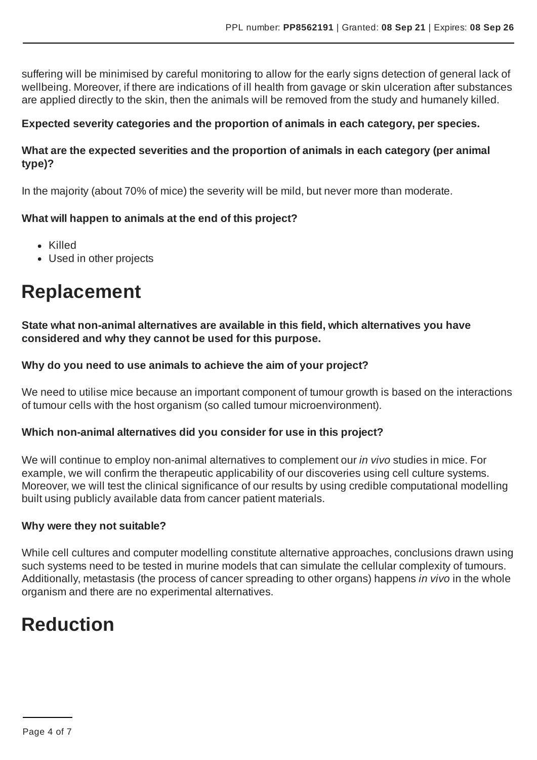suffering will be minimised by careful monitoring to allow for the early signs detection of general lack of wellbeing. Moreover, if there are indications of ill health from gavage or skin ulceration after substances are applied directly to the skin, then the animals will be removed from the study and humanely killed.

**Expected severity categories and the proportion of animals in each category, per species.**

**What are the expected severities and the proportion of animals in each category (per animal type)?**

In the majority (about 70% of mice) the severity will be mild, but never more than moderate.

**What will happen to animals at the end of this project?**

- Killed
- Used in other projects

# Replacement

**State what non-animal alternatives are available in this field, which alternatives you have considered and why they cannot be used for this purpose.**

**Why do you need to use animals to achieve the aim of your project?**

We need to utilise mice because an important component of tumour growth is based on the interactions of tumour cells with the host organism (so called tumour microenvironment).

**Which non-animal alternatives did you consider for use in this project?**

We will continue to employ non-animal alternatives to complement our *in vivo* studies in mice. For example, we will confirm the therapeutic applicability of our discoveries using cell culture systems. Moreover, we will test the clinical significance of our results by using credible computational modelling built using publicly available data from cancer patient materials.

**Why were they not suitable?**

While cell cultures and computer modelling constitute alternative approaches, conclusions drawn using such systems need to be tested in murine models that can simulate the cellular complexity of tumours. Additionally, metastasis (the process of cancer spreading to other organs) happens *in vivo* in the whole organism and there are no experimental alternatives.

# Reduction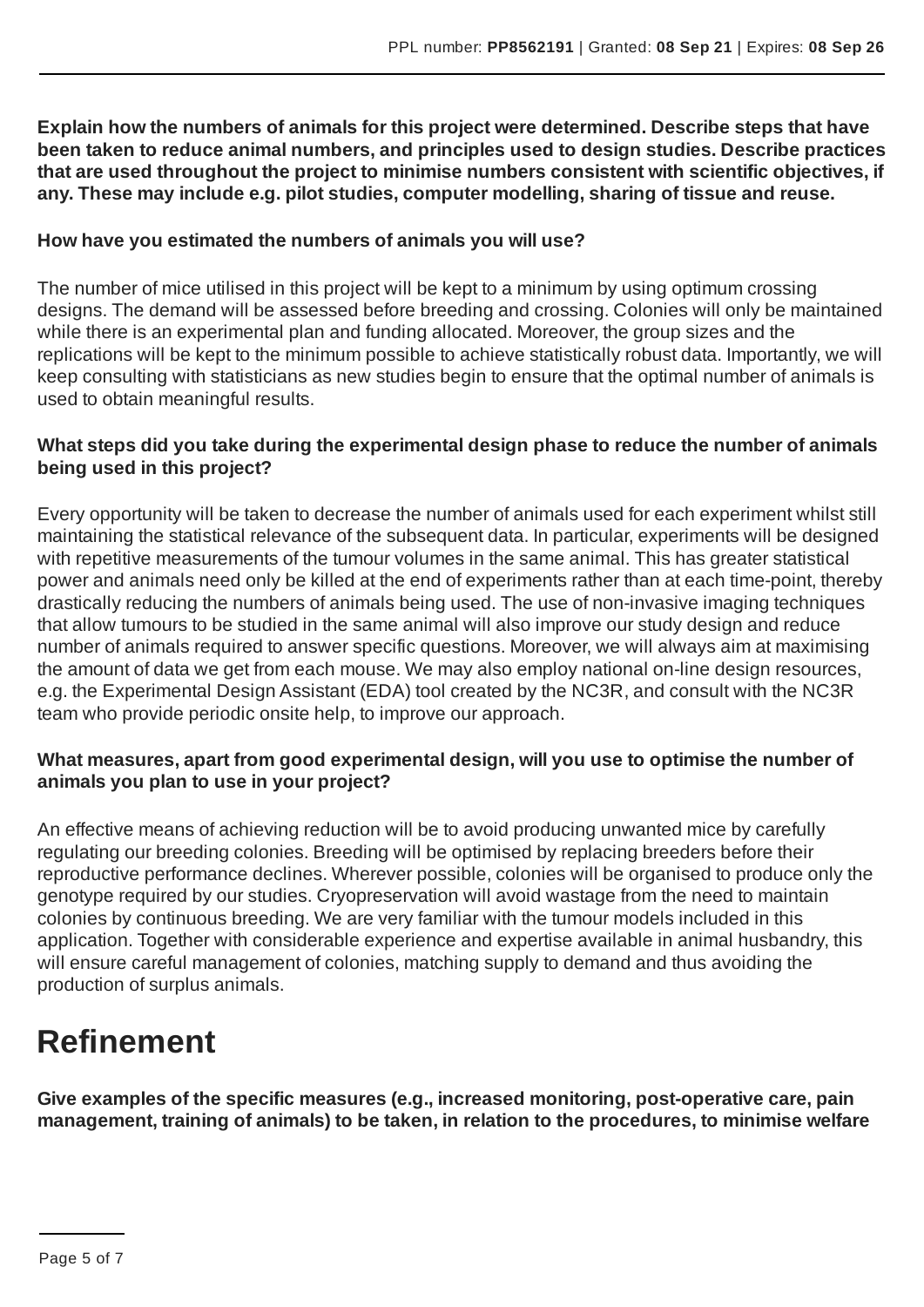**Explain how the numbers of animals for this project were determined. Describe steps that have been taken to reduce animal numbers, and principles used to design studies. Describe practices that are used throughout the project to minimise numbers consistent with scientific objectives, if any. These may include e.g. pilot studies, computer modelling, sharing of tissue and reuse.**

**How have you estimated the numbers of animals you will use?**

The number of mice utilised in this project will be kept to a minimum by using optimum crossing designs. The demand will be assessed before breeding and crossing. Colonies will only be maintained while there is an experimental plan and funding allocated. Moreover, the group sizes and the replications will be kept to the minimum possible to achieve statistically robust data. Importantly, we will keep consulting with statisticians as new studies begin to ensure that the optimal number of animals is used to obtain meaningful results.

**What steps did you take during the experimental design phase to reduce the number of animals being used in this project?**

Every opportunity will be taken to decrease the number of animals used for each experiment whilst still maintaining the statistical relevance of the subsequent data. In particular, experiments will be designed with repetitive measurements of the tumour volumes in the same animal. This has greater statistical power and animals need only be killed at the end of experiments rather than at each time-point, thereby drastically reducing the numbers of animals being used. The use of non-invasive imaging techniques that allow tumours to be studied in the same animal will also improve our study design and reduce number of animals required to answer specific questions. Moreover, we will always aim at maximising the amount of data we get from each mouse. We may also employ national on-line design resources, e.g. the Experimental Design Assistant (EDA) tool created by the NC3R, and consult with the NC3R team who provide periodic onsite help, to improve our approach.

**What measures, apart from good experimental design, will you use to optimise the number of animals you plan to use in your project?**

An effective means of achieving reduction will be to avoid producing unwanted mice by carefully regulating our breeding colonies. Breeding will be optimised by replacing breeders before their reproductive performance declines. Wherever possible, colonies will be organised to produce only the genotype required by our studies. Cryopreservation will avoid wastage from the need to maintain colonies by continuous breeding. We are very familiar with the tumour models included in this application. Together with considerable experience and expertise available in animal husbandry, this will ensure careful management of colonies, matching supply to demand and thus avoiding the production of surplus animals.

# Refinement

**Give examples of the specific measures (e.g., increased monitoring, post-operative care, pain management, training of animals) to be taken, in relation to the procedures, to minimise welfare**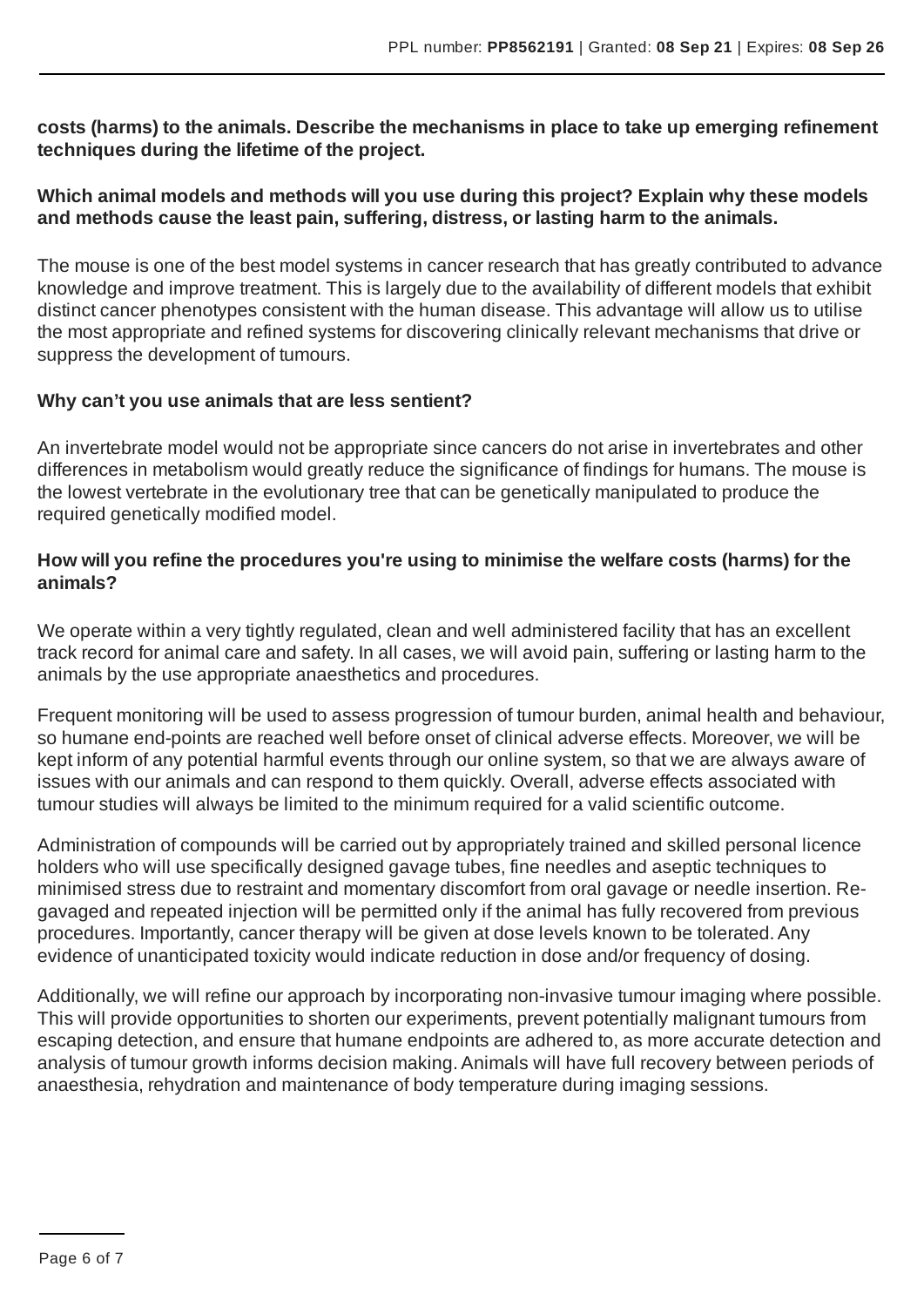**costs (harms) to the animals. Describe the mechanisms in place to take up emerging refinement techniques during the lifetime of the project.**

**Which animal models and methods will you use during this project? Explain why these models and methods cause the least pain, suffering, distress, or lasting harm to the animals.**

The mouse is one of the best model systems in cancer research that has greatly contributed to advance knowledge and improve treatment. This is largely due to the availability of different models that exhibit distinct cancer phenotypes consistent with the human disease. This advantage will allow us to utilise the most appropriate and refined systems for discovering clinically relevant mechanisms that drive or suppress the development of tumours.

**Why can't you use animals that are less sentient?**

An invertebrate model would not be appropriate since cancers do not arise in invertebrates and other differences in metabolism would greatly reduce the significance of findings for humans. The mouse is the lowest vertebrate in the evolutionary tree that can be genetically manipulated to produce the required genetically modified model.

**How will you refine the procedures you're using to minimise the welfare costs (harms) for the animals?**

We operate within a very tightly regulated, clean and well administered facility that has an excellent track record for animal care and safety. In all cases, we will avoid pain, suffering or lasting harm to the animals by the use appropriate anaesthetics and procedures.

Frequent monitoring will be used to assess progression of tumour burden, animal health and behaviour, so humane end-points are reached well before onset of clinical adverse effects. Moreover, we will be kept inform of any potential harmful events through our online system, so that we are always aware of issues with our animals and can respond to them quickly. Overall, adverse effects associated with tumour studies will always be limited to the minimum required for a valid scientific outcome.

Administration of compounds will be carried out by appropriately trained and skilled personal licence holders who will use specifically designed gavage tubes, fine needles and aseptic techniques to minimised stress due to restraint and momentary discomfort from oral gavage or needle insertion. Re-gavaged and repeated injection will be permitted only if the animal has fully recovered from previous procedures. Importantly, cancer therapy will be given at dose levels known to be tolerated. Any evidence of unanticipated toxicity would indicate reduction in dose and/or frequency of dosing.

Additionally, we will refine our approach by incorporating non-invasive tumour imaging where possible. This will provide opportunities to shorten our experiments, prevent potentially malignant tumours from escaping detection, and ensure that humane endpoints are adhered to, as more accurate detection and analysis of tumour growth informs decision making. Animals will have full recovery between periods of anaesthesia, rehydration and maintenance of body temperature during imaging sessions.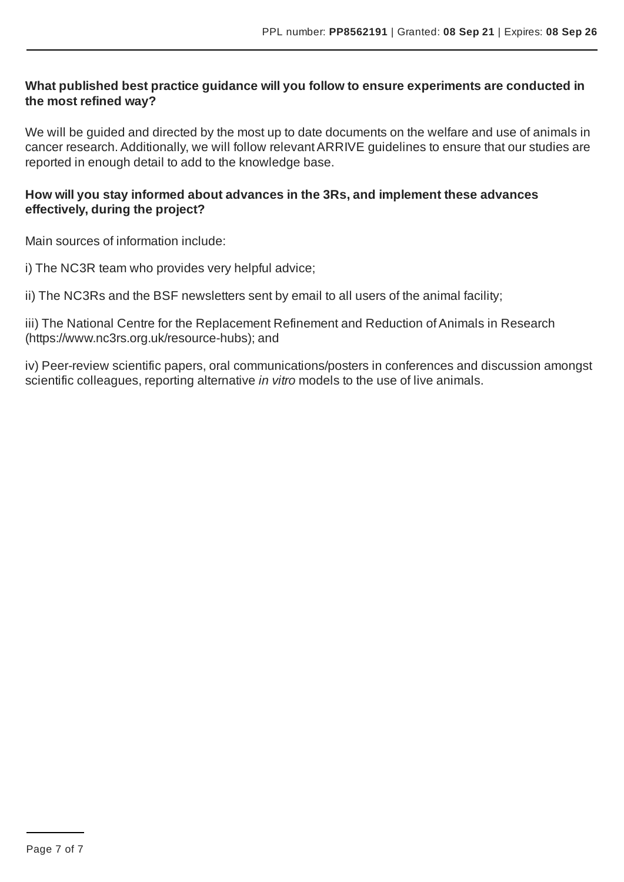**What published best practice guidance will you follow to ensure experiments are conducted in the most refined way?**

We will be guided and directed by the most up to date documents on the welfare and use of animals in cancer research. Additionally, we will follow relevant ARRIVE guidelines to ensure that our studies are reported in enough detail to add to the knowledge base.

**How will you stay informed about advances in the 3Rs, and implement these advances effectively, during the project?**

Main sources of information include:

i) The NC3R team who provides very helpful advice;

ii) The NC3Rs and the BSF newsletters sent by email to all users of the animal facility;

iii) The National Centre for the Replacement Refinement and Reduction of Animals in Research (https://www.nc3rs.org.uk/resource-hubs); and

iv) Peer-review scientific papers, oral communications/posters in conferences and discussion amongst scientific colleagues, reporting alternative *in vitro* models to the use of live animals.